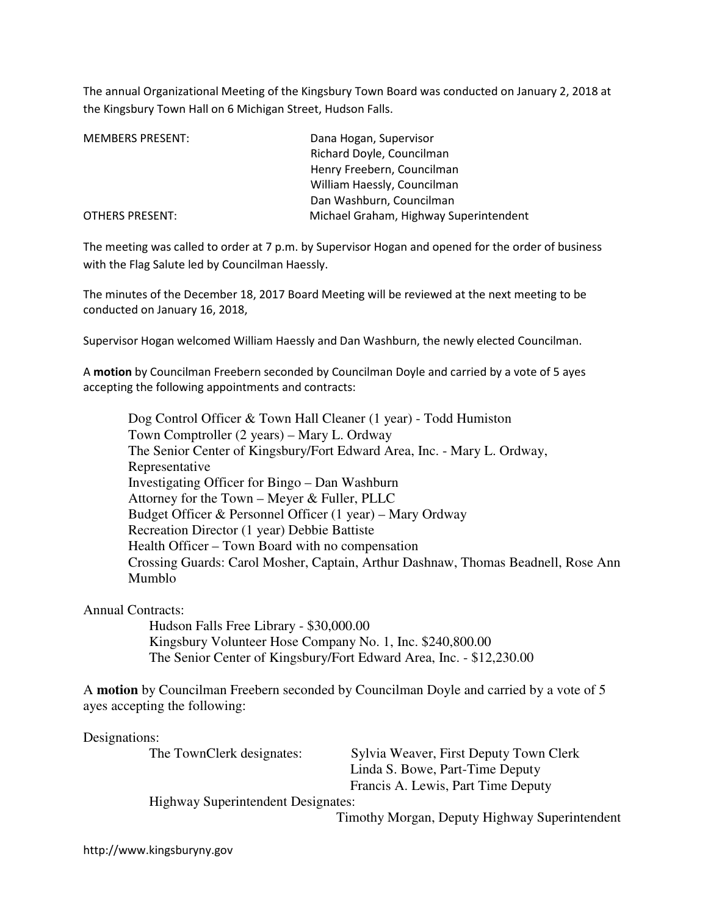The annual Organizational Meeting of the Kingsbury Town Board was conducted on January 2, 2018 at the Kingsbury Town Hall on 6 Michigan Street, Hudson Falls.

| | |
|---|---|
| MEMBERS PRESENT: | Dana Hogan, Supervisor |
| | Richard Doyle, Councilman |
| | Henry Freebern, Councilman |
| | William Haessly, Councilman |
| | Dan Washburn, Councilman |
| OTHERS PRESENT: | Michael Graham, Highway Superintendent |

The meeting was called to order at 7 p.m. by Supervisor Hogan and opened for the order of business with the Flag Salute led by Councilman Haessly.

The minutes of the December 18, 2017 Board Meeting will be reviewed at the next meeting to be conducted on January 16, 2018,

Supervisor Hogan welcomed William Haessly and Dan Washburn, the newly elected Councilman.

A **motion** by Councilman Freebern seconded by Councilman Doyle and carried by a vote of 5 ayes accepting the following appointments and contracts:

Dog Control Officer & Town Hall Cleaner (1 year) - Todd Humiston
Town Comptroller (2 years) – Mary L. Ordway
The Senior Center of Kingsbury/Fort Edward Area, Inc. - Mary L. Ordway, Representative
Investigating Officer for Bingo – Dan Washburn
Attorney for the Town – Meyer & Fuller, PLLC
Budget Officer & Personnel Officer (1 year) – Mary Ordway
Recreation Director (1 year) Debbie Battiste
Health Officer – Town Board with no compensation
Crossing Guards: Carol Mosher, Captain, Arthur Dashnaw, Thomas Beadnell, Rose Ann Mumblo

Annual Contracts:

Hudson Falls Free Library - $30,000.00
Kingsbury Volunteer Hose Company No. 1, Inc. $240,800.00
The Senior Center of Kingsbury/Fort Edward Area, Inc. - $12,230.00

A **motion** by Councilman Freebern seconded by Councilman Doyle and carried by a vote of 5 ayes accepting the following:

Designations:

The TownClerk designates: Sylvia Weaver, First Deputy Town Clerk
Linda S. Bowe, Part-Time Deputy
Francis A. Lewis, Part Time Deputy

Highway Superintendent Designates:
Timothy Morgan, Deputy Highway Superintendent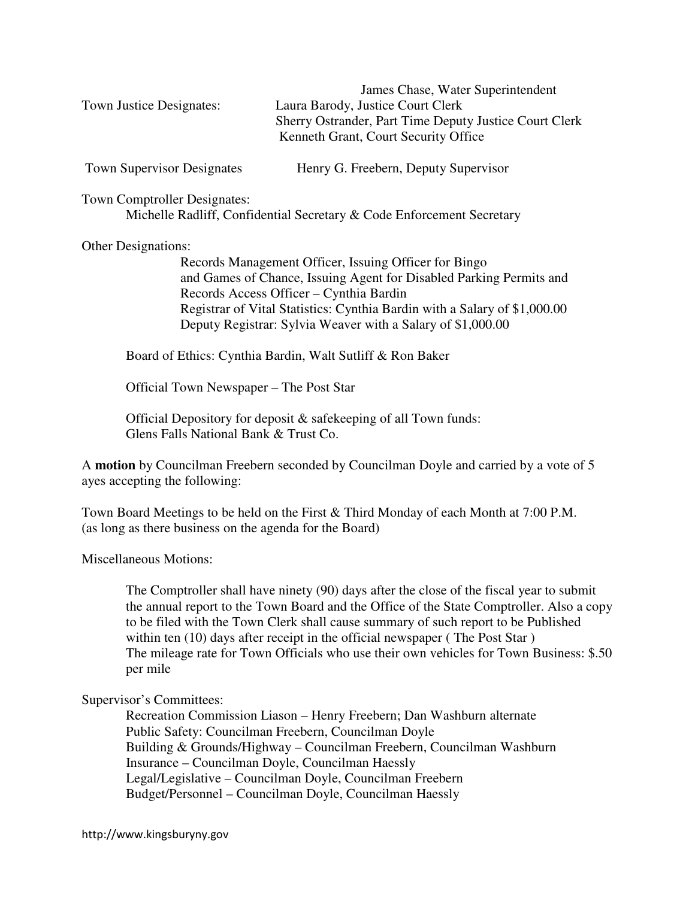James Chase, Water Superintendent

Town Justice Designates: Laura Barody, Justice Court Clerk
Sherry Ostrander, Part Time Deputy Justice Court Clerk
Kenneth Grant, Court Security Office

Town Supervisor Designates Henry G. Freebern, Deputy Supervisor

Town Comptroller Designates:
Michelle Radliff, Confidential Secretary & Code Enforcement Secretary

Other Designations:
Records Management Officer, Issuing Officer for Bingo and Games of Chance, Issuing Agent for Disabled Parking Permits and Records Access Officer – Cynthia Bardin
Registrar of Vital Statistics: Cynthia Bardin with a Salary of $1,000.00
Deputy Registrar: Sylvia Weaver with a Salary of $1,000.00

Board of Ethics: Cynthia Bardin, Walt Sutliff & Ron Baker

Official Town Newspaper – The Post Star

Official Depository for deposit & safekeeping of all Town funds:
Glens Falls National Bank & Trust Co.

A **motion** by Councilman Freebern seconded by Councilman Doyle and carried by a vote of 5 ayes accepting the following:

Town Board Meetings to be held on the First & Third Monday of each Month at 7:00 P.M. (as long as there business on the agenda for the Board)

Miscellaneous Motions:

The Comptroller shall have ninety (90) days after the close of the fiscal year to submit the annual report to the Town Board and the Office of the State Comptroller. Also a copy to be filed with the Town Clerk shall cause summary of such report to be Published within ten (10) days after receipt in the official newspaper ( The Post Star )
The mileage rate for Town Officials who use their own vehicles for Town Business: $.50 per mile

Supervisor's Committees:
Recreation Commission Liason – Henry Freebern; Dan Washburn alternate
Public Safety: Councilman Freebern, Councilman Doyle
Building & Grounds/Highway – Councilman Freebern, Councilman Washburn
Insurance – Councilman Doyle, Councilman Haessly
Legal/Legislative – Councilman Doyle, Councilman Freebern
Budget/Personnel – Councilman Doyle, Councilman Haessly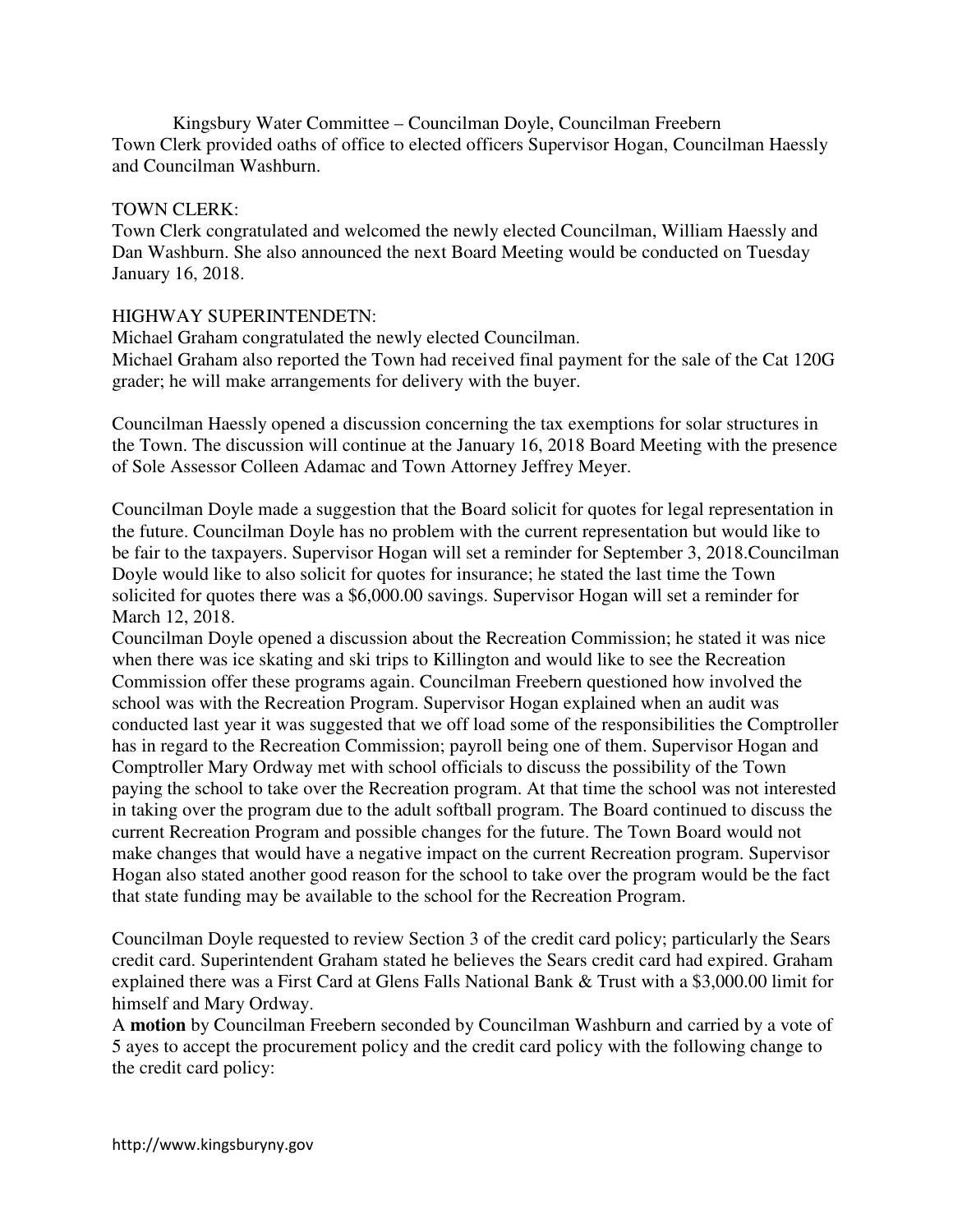Kingsbury Water Committee – Councilman Doyle, Councilman Freebern

Town Clerk provided oaths of office to elected officers Supervisor Hogan, Councilman Haessly and Councilman Washburn.

TOWN CLERK:

Town Clerk congratulated and welcomed the newly elected Councilman, William Haessly and Dan Washburn. She also announced the next Board Meeting would be conducted on Tuesday January 16, 2018.

HIGHWAY SUPERINTENDETN:

Michael Graham congratulated the newly elected Councilman.

Michael Graham also reported the Town had received final payment for the sale of the Cat 120G grader; he will make arrangements for delivery with the buyer.

Councilman Haessly opened a discussion concerning the tax exemptions for solar structures in the Town. The discussion will continue at the January 16, 2018 Board Meeting with the presence of Sole Assessor Colleen Adamac and Town Attorney Jeffrey Meyer.

Councilman Doyle made a suggestion that the Board solicit for quotes for legal representation in the future. Councilman Doyle has no problem with the current representation but would like to be fair to the taxpayers. Supervisor Hogan will set a reminder for September 3, 2018.Councilman Doyle would like to also solicit for quotes for insurance; he stated the last time the Town solicited for quotes there was a $6,000.00 savings. Supervisor Hogan will set a reminder for March 12, 2018.

Councilman Doyle opened a discussion about the Recreation Commission; he stated it was nice when there was ice skating and ski trips to Killington and would like to see the Recreation Commission offer these programs again. Councilman Freebern questioned how involved the school was with the Recreation Program. Supervisor Hogan explained when an audit was conducted last year it was suggested that we off load some of the responsibilities the Comptroller has in regard to the Recreation Commission; payroll being one of them. Supervisor Hogan and Comptroller Mary Ordway met with school officials to discuss the possibility of the Town paying the school to take over the Recreation program. At that time the school was not interested in taking over the program due to the adult softball program. The Board continued to discuss the current Recreation Program and possible changes for the future. The Town Board would not make changes that would have a negative impact on the current Recreation program. Supervisor Hogan also stated another good reason for the school to take over the program would be the fact that state funding may be available to the school for the Recreation Program.

Councilman Doyle requested to review Section 3 of the credit card policy; particularly the Sears credit card. Superintendent Graham stated he believes the Sears credit card had expired. Graham explained there was a First Card at Glens Falls National Bank & Trust with a $3,000.00 limit for himself and Mary Ordway.

A **motion** by Councilman Freebern seconded by Councilman Washburn and carried by a vote of 5 ayes to accept the procurement policy and the credit card policy with the following change to the credit card policy: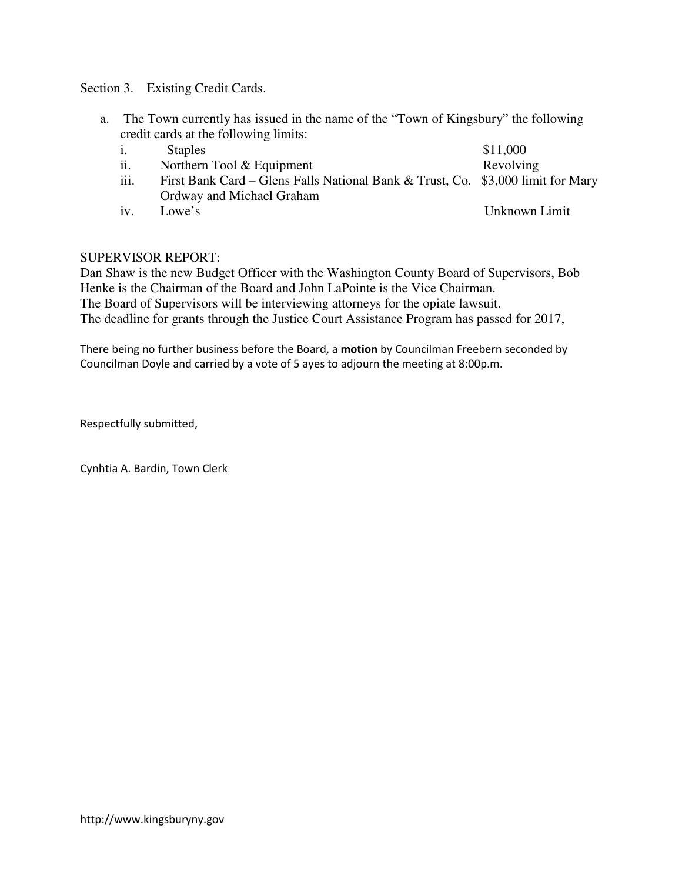Section 3. Existing Credit Cards.

a. The Town currently has issued in the name of the "Town of Kingsbury" the following credit cards at the following limits:

    i. Staples $11,000
    ii. Northern Tool & Equipment Revolving
    iii. First Bank Card – Glens Falls National Bank & Trust, Co. $3,000 limit for Mary Ordway and Michael Graham
    iv. Lowe's Unknown Limit

SUPERVISOR REPORT:

Dan Shaw is the new Budget Officer with the Washington County Board of Supervisors, Bob Henke is the Chairman of the Board and John LaPointe is the Vice Chairman.
The Board of Supervisors will be interviewing attorneys for the opiate lawsuit.
The deadline for grants through the Justice Court Assistance Program has passed for 2017,

There being no further business before the Board, a **motion** by Councilman Freebern seconded by Councilman Doyle and carried by a vote of 5 ayes to adjourn the meeting at 8:00p.m.

Respectfully submitted,

Cynhtia A. Bardin, Town Clerk

http://www.kingsburyny.gov